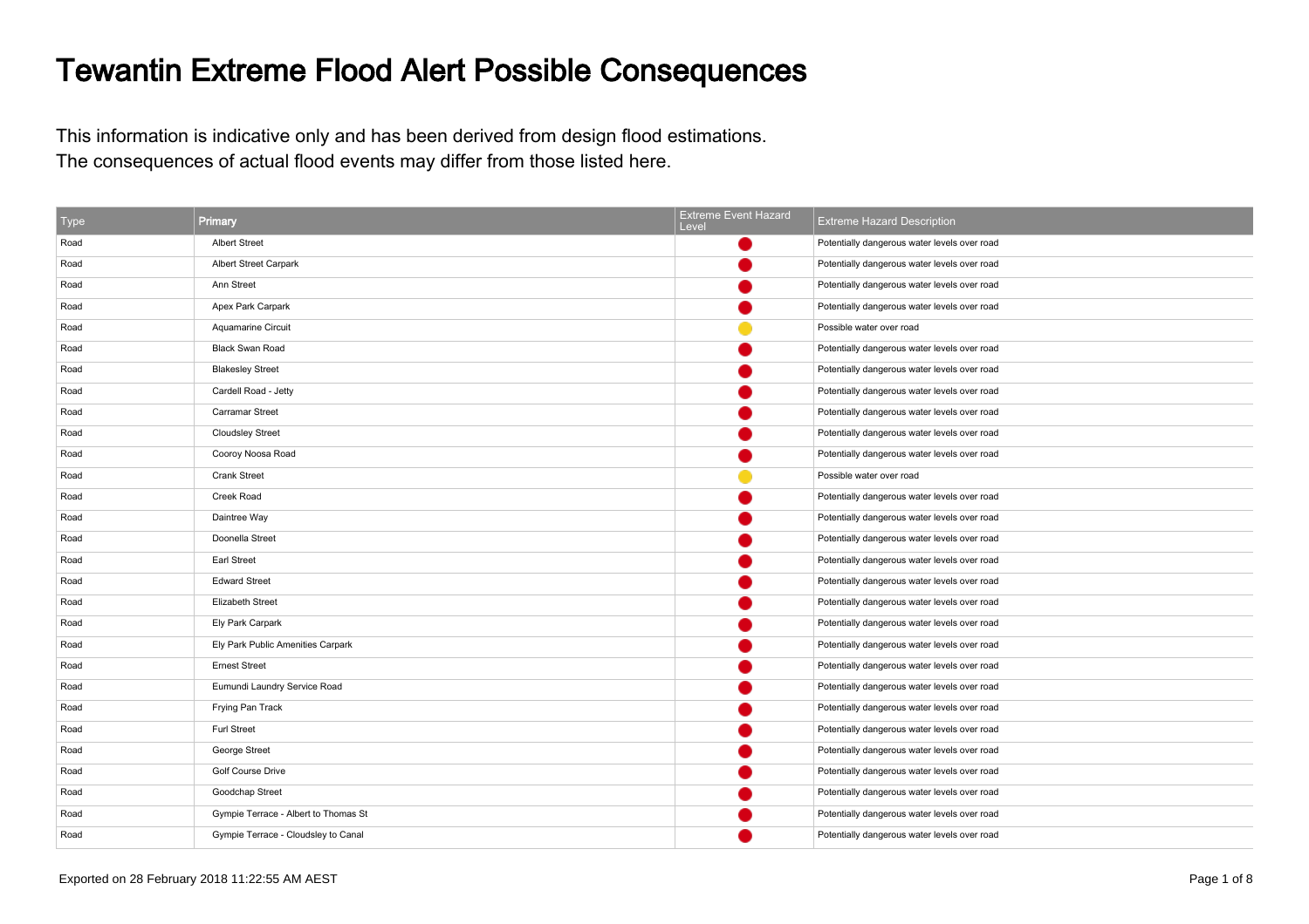# Tewantin Extreme Flood Alert Possible Consequences

This information is indicative only and has been derived from design flood estimations.
The consequences of actual flood events may differ from those listed here.

| Type | Primary | Extreme Event Hazard Level | Extreme Hazard Description |
|---|---|---|---|
| Road | Albert Street | 🔴 | Potentially dangerous water levels over road |
| Road | Albert Street Carpark | 🔴 | Potentially dangerous water levels over road |
| Road | Ann Street | 🔴 | Potentially dangerous water levels over road |
| Road | Apex Park Carpark | 🔴 | Potentially dangerous water levels over road |
| Road | Aquamarine Circuit | 🟡 | Possible water over road |
| Road | Black Swan Road | 🔴 | Potentially dangerous water levels over road |
| Road | Blakesley Street | 🔴 | Potentially dangerous water levels over road |
| Road | Cardell Road - Jetty | 🔴 | Potentially dangerous water levels over road |
| Road | Carramar Street | 🔴 | Potentially dangerous water levels over road |
| Road | Cloudsley Street | 🔴 | Potentially dangerous water levels over road |
| Road | Cooroy Noosa Road | 🔴 | Potentially dangerous water levels over road |
| Road | Crank Street | 🟡 | Possible water over road |
| Road | Creek Road | 🔴 | Potentially dangerous water levels over road |
| Road | Daintree Way | 🔴 | Potentially dangerous water levels over road |
| Road | Doonella Street | 🔴 | Potentially dangerous water levels over road |
| Road | Earl Street | 🔴 | Potentially dangerous water levels over road |
| Road | Edward Street | 🔴 | Potentially dangerous water levels over road |
| Road | Elizabeth Street | 🔴 | Potentially dangerous water levels over road |
| Road | Ely Park Carpark | 🔴 | Potentially dangerous water levels over road |
| Road | Ely Park Public Amenities Carpark | 🔴 | Potentially dangerous water levels over road |
| Road | Ernest Street | 🔴 | Potentially dangerous water levels over road |
| Road | Eumundi Laundry Service Road | 🔴 | Potentially dangerous water levels over road |
| Road | Frying Pan Track | 🔴 | Potentially dangerous water levels over road |
| Road | Furl Street | 🔴 | Potentially dangerous water levels over road |
| Road | George Street | 🔴 | Potentially dangerous water levels over road |
| Road | Golf Course Drive | 🔴 | Potentially dangerous water levels over road |
| Road | Goodchap Street | 🔴 | Potentially dangerous water levels over road |
| Road | Gympie Terrace - Albert to Thomas St | 🔴 | Potentially dangerous water levels over road |
| Road | Gympie Terrace - Cloudsley to Canal | 🔴 | Potentially dangerous water levels over road |

Exported on 28 February 2018 11:22:55 AM AEST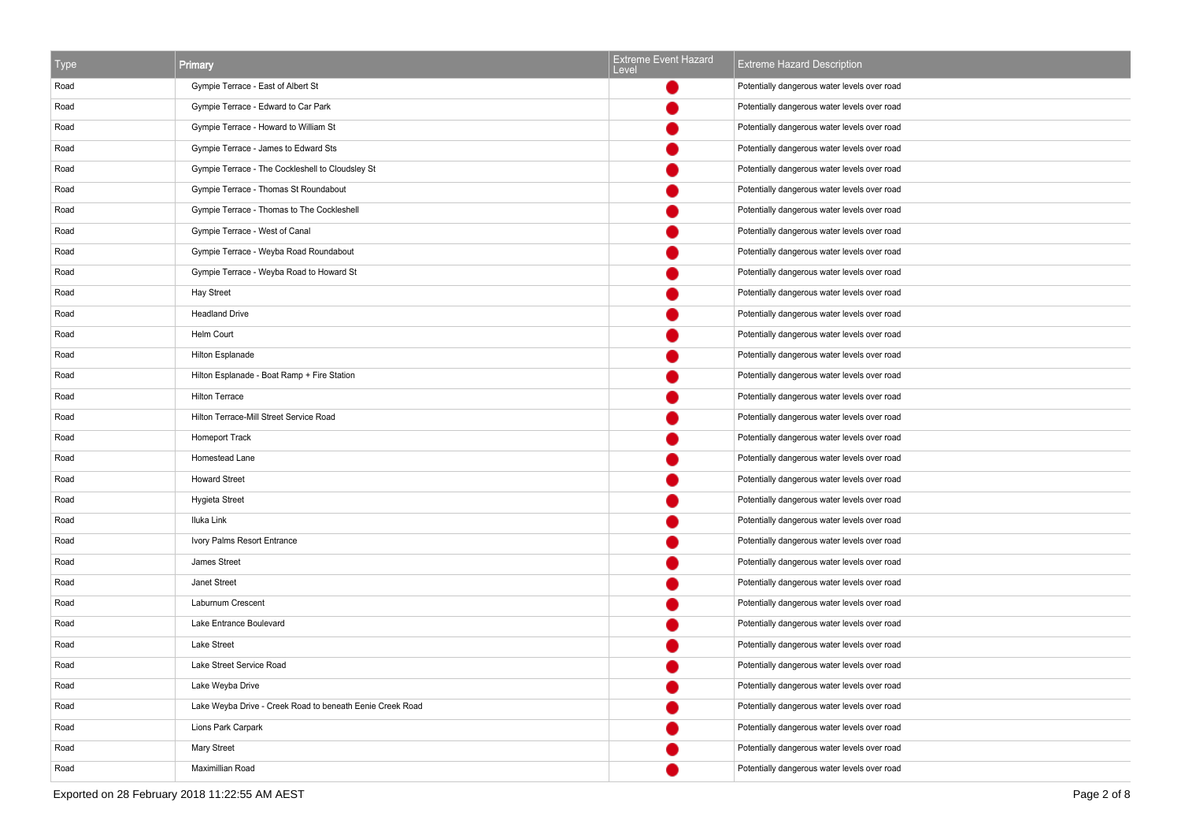| Type | Primary | Extreme Event Hazard Level | Extreme Hazard Description |
|---|---|---|---|
| Road | Gympie Terrace - East of Albert St | ● | Potentially dangerous water levels over road |
| Road | Gympie Terrace - Edward to Car Park | ● | Potentially dangerous water levels over road |
| Road | Gympie Terrace - Howard to William St | ● | Potentially dangerous water levels over road |
| Road | Gympie Terrace - James to Edward Sts | ● | Potentially dangerous water levels over road |
| Road | Gympie Terrace - The Cockleshell to Cloudsley St | ● | Potentially dangerous water levels over road |
| Road | Gympie Terrace - Thomas St Roundabout | ● | Potentially dangerous water levels over road |
| Road | Gympie Terrace - Thomas to The Cockleshell | ● | Potentially dangerous water levels over road |
| Road | Gympie Terrace - West of Canal | ● | Potentially dangerous water levels over road |
| Road | Gympie Terrace - Weyba Road Roundabout | ● | Potentially dangerous water levels over road |
| Road | Gympie Terrace - Weyba Road to Howard St | ● | Potentially dangerous water levels over road |
| Road | Hay Street | ● | Potentially dangerous water levels over road |
| Road | Headland Drive | ● | Potentially dangerous water levels over road |
| Road | Helm Court | ● | Potentially dangerous water levels over road |
| Road | Hilton Esplanade | ● | Potentially dangerous water levels over road |
| Road | Hilton Esplanade - Boat Ramp + Fire Station | ● | Potentially dangerous water levels over road |
| Road | Hilton Terrace | ● | Potentially dangerous water levels over road |
| Road | Hilton Terrace-Mill Street Service Road | ● | Potentially dangerous water levels over road |
| Road | Homeport Track | ● | Potentially dangerous water levels over road |
| Road | Homestead Lane | ● | Potentially dangerous water levels over road |
| Road | Howard Street | ● | Potentially dangerous water levels over road |
| Road | Hygieta Street | ● | Potentially dangerous water levels over road |
| Road | Iluka Link | ● | Potentially dangerous water levels over road |
| Road | Ivory Palms Resort Entrance | ● | Potentially dangerous water levels over road |
| Road | James Street | ● | Potentially dangerous water levels over road |
| Road | Janet Street | ● | Potentially dangerous water levels over road |
| Road | Laburnum Crescent | ● | Potentially dangerous water levels over road |
| Road | Lake Entrance Boulevard | ● | Potentially dangerous water levels over road |
| Road | Lake Street | ● | Potentially dangerous water levels over road |
| Road | Lake Street Service Road | ● | Potentially dangerous water levels over road |
| Road | Lake Weyba Drive | ● | Potentially dangerous water levels over road |
| Road | Lake Weyba Drive - Creek Road to beneath Eenie Creek Road | ● | Potentially dangerous water levels over road |
| Road | Lions Park Carpark | ● | Potentially dangerous water levels over road |
| Road | Mary Street | ● | Potentially dangerous water levels over road |
| Road | Maximillian Road | ● | Potentially dangerous water levels over road |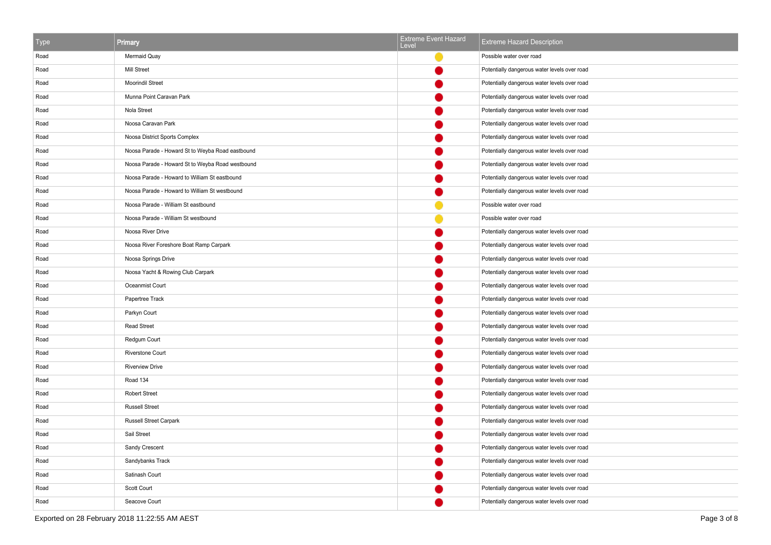| Type | Primary | Extreme Event Hazard Level | Extreme Hazard Description |
|---|---|---|---|
| Road | Mermaid Quay | 🟡 | Possible water over road |
| Road | Mill Street | 🔴 | Potentially dangerous water levels over road |
| Road | Moorindil Street | 🔴 | Potentially dangerous water levels over road |
| Road | Munna Point Caravan Park | 🔴 | Potentially dangerous water levels over road |
| Road | Nola Street | 🔴 | Potentially dangerous water levels over road |
| Road | Noosa Caravan Park | 🔴 | Potentially dangerous water levels over road |
| Road | Noosa District Sports Complex | 🔴 | Potentially dangerous water levels over road |
| Road | Noosa Parade - Howard St to Weyba Road eastbound | 🔴 | Potentially dangerous water levels over road |
| Road | Noosa Parade - Howard St to Weyba Road westbound | 🔴 | Potentially dangerous water levels over road |
| Road | Noosa Parade - Howard to William St eastbound | 🔴 | Potentially dangerous water levels over road |
| Road | Noosa Parade - Howard to William St westbound | 🔴 | Potentially dangerous water levels over road |
| Road | Noosa Parade - William St eastbound | 🟡 | Possible water over road |
| Road | Noosa Parade - William St westbound | 🟡 | Possible water over road |
| Road | Noosa River Drive | 🔴 | Potentially dangerous water levels over road |
| Road | Noosa River Foreshore Boat Ramp Carpark | 🔴 | Potentially dangerous water levels over road |
| Road | Noosa Springs Drive | 🔴 | Potentially dangerous water levels over road |
| Road | Noosa Yacht & Rowing Club Carpark | 🔴 | Potentially dangerous water levels over road |
| Road | Oceanmist Court | 🔴 | Potentially dangerous water levels over road |
| Road | Papertree Track | 🔴 | Potentially dangerous water levels over road |
| Road | Parkyn Court | 🔴 | Potentially dangerous water levels over road |
| Road | Read Street | 🔴 | Potentially dangerous water levels over road |
| Road | Redgum Court | 🔴 | Potentially dangerous water levels over road |
| Road | Riverstone Court | 🔴 | Potentially dangerous water levels over road |
| Road | Riverview Drive | 🔴 | Potentially dangerous water levels over road |
| Road | Road 134 | 🔴 | Potentially dangerous water levels over road |
| Road | Robert Street | 🔴 | Potentially dangerous water levels over road |
| Road | Russell Street | 🔴 | Potentially dangerous water levels over road |
| Road | Russell Street Carpark | 🔴 | Potentially dangerous water levels over road |
| Road | Sail Street | 🔴 | Potentially dangerous water levels over road |
| Road | Sandy Crescent | 🔴 | Potentially dangerous water levels over road |
| Road | Sandybanks Track | 🔴 | Potentially dangerous water levels over road |
| Road | Satinash Court | 🔴 | Potentially dangerous water levels over road |
| Road | Scott Court | 🔴 | Potentially dangerous water levels over road |
| Road | Seacove Court | 🔴 | Potentially dangerous water levels over road |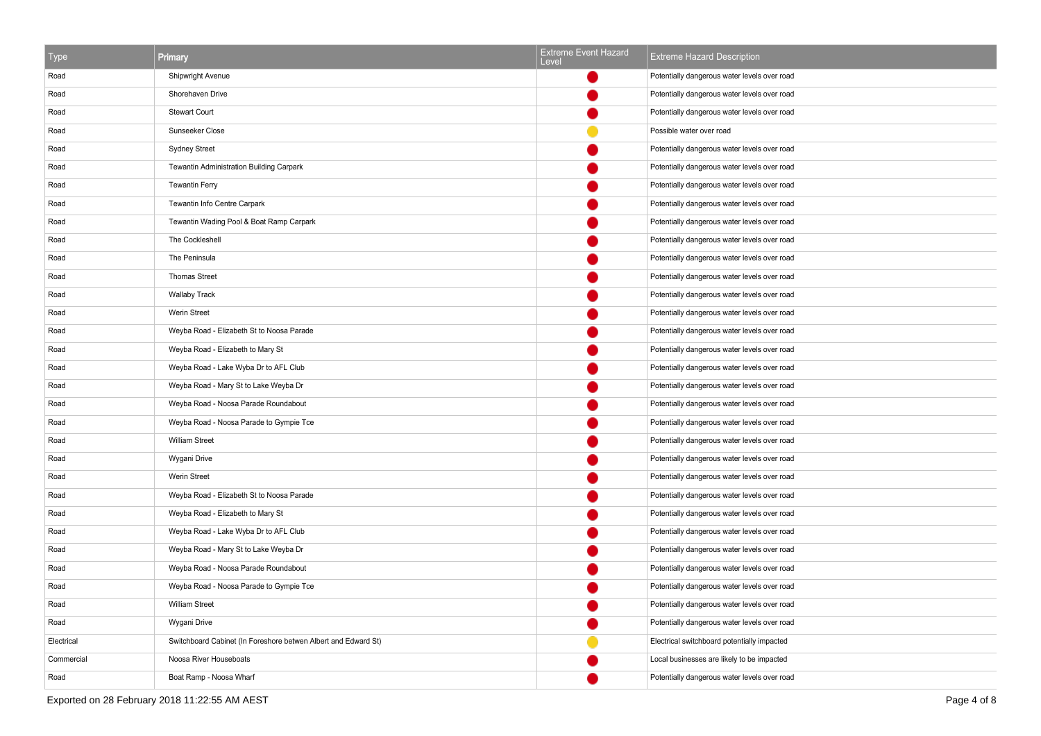| Type | Primary | Extreme Event Hazard Level | Extreme Hazard Description |
|---|---|---|---|
| Road | Shipwright Avenue | 🔴 | Potentially dangerous water levels over road |
| Road | Shorehaven Drive | 🔴 | Potentially dangerous water levels over road |
| Road | Stewart Court | 🔴 | Potentially dangerous water levels over road |
| Road | Sunseeker Close | 🟡 | Possible water over road |
| Road | Sydney Street | 🔴 | Potentially dangerous water levels over road |
| Road | Tewantin Administration Building Carpark | 🔴 | Potentially dangerous water levels over road |
| Road | Tewantin Ferry | 🔴 | Potentially dangerous water levels over road |
| Road | Tewantin Info Centre Carpark | 🔴 | Potentially dangerous water levels over road |
| Road | Tewantin Wading Pool & Boat Ramp Carpark | 🔴 | Potentially dangerous water levels over road |
| Road | The Cockleshell | 🔴 | Potentially dangerous water levels over road |
| Road | The Peninsula | 🔴 | Potentially dangerous water levels over road |
| Road | Thomas Street | 🔴 | Potentially dangerous water levels over road |
| Road | Wallaby Track | 🔴 | Potentially dangerous water levels over road |
| Road | Werin Street | 🔴 | Potentially dangerous water levels over road |
| Road | Weyba Road - Elizabeth St to Noosa Parade | 🔴 | Potentially dangerous water levels over road |
| Road | Weyba Road - Elizabeth to Mary St | 🔴 | Potentially dangerous water levels over road |
| Road | Weyba Road - Lake Wyba Dr to AFL Club | 🔴 | Potentially dangerous water levels over road |
| Road | Weyba Road - Mary St to Lake Weyba Dr | 🔴 | Potentially dangerous water levels over road |
| Road | Weyba Road - Noosa Parade Roundabout | 🔴 | Potentially dangerous water levels over road |
| Road | Weyba Road - Noosa Parade to Gympie Tce | 🔴 | Potentially dangerous water levels over road |
| Road | William Street | 🔴 | Potentially dangerous water levels over road |
| Road | Wygani Drive | 🔴 | Potentially dangerous water levels over road |
| Road | Werin Street | 🔴 | Potentially dangerous water levels over road |
| Road | Weyba Road - Elizabeth St to Noosa Parade | 🔴 | Potentially dangerous water levels over road |
| Road | Weyba Road - Elizabeth to Mary St | 🔴 | Potentially dangerous water levels over road |
| Road | Weyba Road - Lake Wyba Dr to AFL Club | 🔴 | Potentially dangerous water levels over road |
| Road | Weyba Road - Mary St to Lake Weyba Dr | 🔴 | Potentially dangerous water levels over road |
| Road | Weyba Road - Noosa Parade Roundabout | 🔴 | Potentially dangerous water levels over road |
| Road | Weyba Road - Noosa Parade to Gympie Tce | 🔴 | Potentially dangerous water levels over road |
| Road | William Street | 🔴 | Potentially dangerous water levels over road |
| Road | Wygani Drive | 🔴 | Potentially dangerous water levels over road |
| Electrical | Switchboard Cabinet (In Foreshore betwen Albert and Edward St) | 🟡 | Electrical switchboard potentially impacted |
| Commercial | Noosa River Houseboats | 🔴 | Local businesses are likely to be impacted |
| Road | Boat Ramp - Noosa Wharf | 🔴 | Potentially dangerous water levels over road |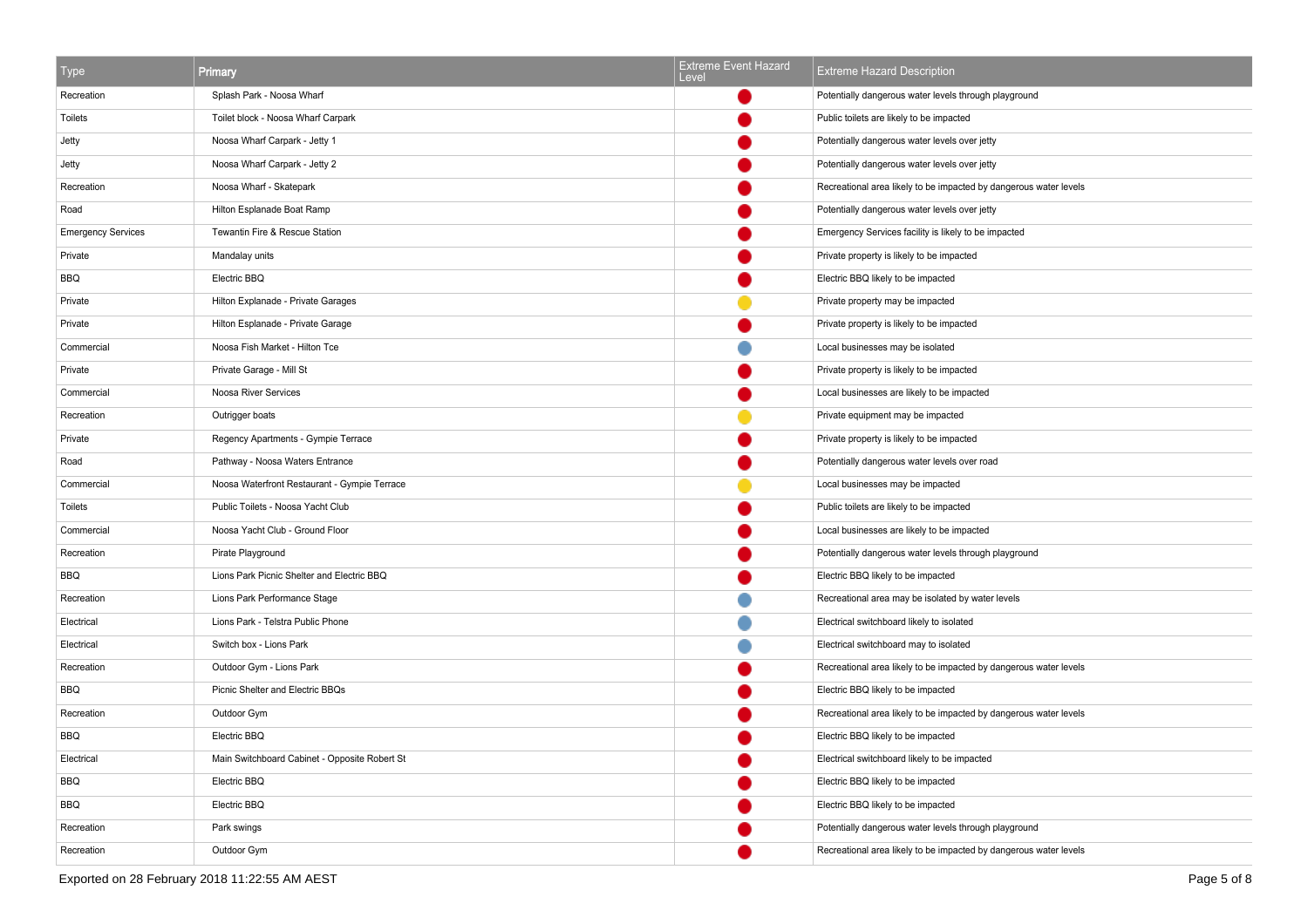| Type | Primary | Extreme Event Hazard Level | Extreme Hazard Description |
|---|---|---|---|
| Recreation | Splash Park - Noosa Wharf | Red | Potentially dangerous water levels through playground |
| Toilets | Toilet block - Noosa Wharf Carpark | Red | Public toilets are likely to be impacted |
| Jetty | Noosa Wharf Carpark - Jetty 1 | Red | Potentially dangerous water levels over jetty |
| Jetty | Noosa Wharf Carpark - Jetty 2 | Red | Potentially dangerous water levels over jetty |
| Recreation | Noosa Wharf - Skatepark | Red | Recreational area likely to be impacted by dangerous water levels |
| Road | Hilton Esplanade Boat Ramp | Red | Potentially dangerous water levels over jetty |
| Emergency Services | Tewantin Fire & Rescue Station | Red | Emergency Services facility is likely to be impacted |
| Private | Mandalay units | Red | Private property is likely to be impacted |
| BBQ | Electric BBQ | Red | Electric BBQ likely to be impacted |
| Private | Hilton Esplanade - Private Garages | Yellow | Private property may be impacted |
| Private | Hilton Esplanade - Private Garage | Red | Private property is likely to be impacted |
| Commercial | Noosa Fish Market - Hilton Tce | Blue | Local businesses may be isolated |
| Private | Private Garage - Mill St | Red | Private property is likely to be impacted |
| Commercial | Noosa River Services | Red | Local businesses are likely to be impacted |
| Recreation | Outrigger boats | Yellow | Private equipment may be impacted |
| Private | Regency Apartments - Gympie Terrace | Red | Private property is likely to be impacted |
| Road | Pathway - Noosa Waters Entrance | Red | Potentially dangerous water levels over road |
| Commercial | Noosa Waterfront Restaurant - Gympie Terrace | Yellow | Local businesses may be impacted |
| Toilets | Public Toilets - Noosa Yacht Club | Red | Public toilets are likely to be impacted |
| Commercial | Noosa Yacht Club - Ground Floor | Red | Local businesses are likely to be impacted |
| Recreation | Pirate Playground | Red | Potentially dangerous water levels through playground |
| BBQ | Lions Park Picnic Shelter and Electric BBQ | Red | Electric BBQ likely to be impacted |
| Recreation | Lions Park Performance Stage | Blue | Recreational area may be isolated by water levels |
| Electrical | Lions Park - Telstra Public Phone | Blue | Electrical switchboard likely to isolated |
| Electrical | Switch box - Lions Park | Blue | Electrical switchboard may to isolated |
| Recreation | Outdoor Gym - Lions Park | Red | Recreational area likely to be impacted by dangerous water levels |
| BBQ | Picnic Shelter and Electric BBQs | Red | Electric BBQ likely to be impacted |
| Recreation | Outdoor Gym | Red | Recreational area likely to be impacted by dangerous water levels |
| BBQ | Electric BBQ | Red | Electric BBQ likely to be impacted |
| Electrical | Main Switchboard Cabinet - Opposite Robert St | Red | Electrical switchboard likely to be impacted |
| BBQ | Electric BBQ | Red | Electric BBQ likely to be impacted |
| BBQ | Electric BBQ | Red | Electric BBQ likely to be impacted |
| Recreation | Park swings | Red | Potentially dangerous water levels through playground |
| Recreation | Outdoor Gym | Red | Recreational area likely to be impacted by dangerous water levels |

Exported on 28 February 2018 11:22:55 AM AEST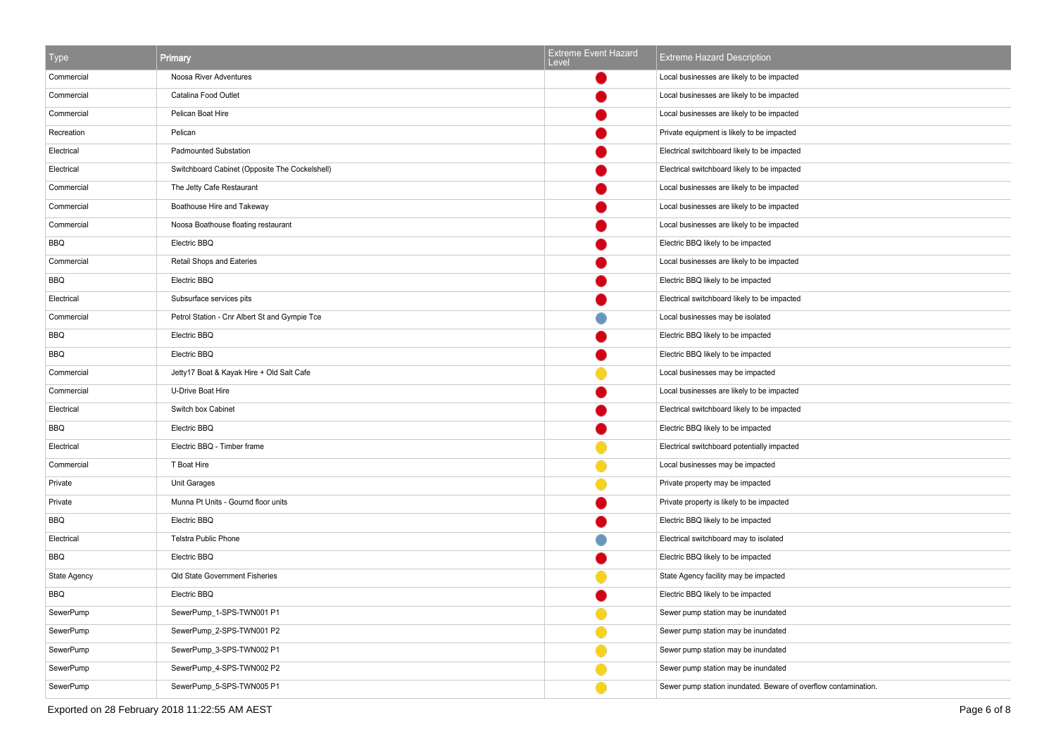| Type | Primary | Extreme Event Hazard Level | Extreme Hazard Description |
|---|---|---|---|
| Commercial | Noosa River Adventures | Red | Local businesses are likely to be impacted |
| Commercial | Catalina Food Outlet | Red | Local businesses are likely to be impacted |
| Commercial | Pelican Boat Hire | Red | Local businesses are likely to be impacted |
| Recreation | Pelican | Red | Private equipment is likely to be impacted |
| Electrical | Padmounted Substation | Red | Electrical switchboard likely to be impacted |
| Electrical | Switchboard Cabinet (Opposite The Cockelshell) | Red | Electrical switchboard likely to be impacted |
| Commercial | The Jetty Cafe Restaurant | Red | Local businesses are likely to be impacted |
| Commercial | Boathouse Hire and Takeway | Red | Local businesses are likely to be impacted |
| Commercial | Noosa Boathouse floating restaurant | Red | Local businesses are likely to be impacted |
| BBQ | Electric BBQ | Red | Electric BBQ likely to be impacted |
| Commercial | Retail Shops and Eateries | Red | Local businesses are likely to be impacted |
| BBQ | Electric BBQ | Red | Electric BBQ likely to be impacted |
| Electrical | Subsurface services pits | Red | Electrical switchboard likely to be impacted |
| Commercial | Petrol Station - Cnr Albert St and Gympie Tce | Blue | Local businesses may be isolated |
| BBQ | Electric BBQ | Red | Electric BBQ likely to be impacted |
| BBQ | Electric BBQ | Red | Electric BBQ likely to be impacted |
| Commercial | Jetty17 Boat & Kayak Hire + Old Salt Cafe | Yellow | Local businesses may be impacted |
| Commercial | U-Drive Boat Hire | Red | Local businesses are likely to be impacted |
| Electrical | Switch box Cabinet | Red | Electrical switchboard likely to be impacted |
| BBQ | Electric BBQ | Red | Electric BBQ likely to be impacted |
| Electrical | Electric BBQ - Timber frame | Yellow | Electrical switchboard potentially impacted |
| Commercial | T Boat Hire | Yellow | Local businesses may be impacted |
| Private | Unit Garages | Yellow | Private property may be impacted |
| Private | Munna Pt Units - Gournd floor units | Red | Private property is likely to be impacted |
| BBQ | Electric BBQ | Red | Electric BBQ likely to be impacted |
| Electrical | Telstra Public Phone | Blue | Electrical switchboard may to isolated |
| BBQ | Electric BBQ | Red | Electric BBQ likely to be impacted |
| State Agency | Qld State Government Fisheries | Yellow | State Agency facility may be impacted |
| BBQ | Electric BBQ | Red | Electric BBQ likely to be impacted |
| SewerPump | SewerPump_1-SPS-TWN001 P1 | Yellow | Sewer pump station may be inundated |
| SewerPump | SewerPump_2-SPS-TWN001 P2 | Yellow | Sewer pump station may be inundated |
| SewerPump | SewerPump_3-SPS-TWN002 P1 | Yellow | Sewer pump station may be inundated |
| SewerPump | SewerPump_4-SPS-TWN002 P2 | Yellow | Sewer pump station may be inundated |
| SewerPump | SewerPump_5-SPS-TWN005 P1 | Yellow | Sewer pump station inundated. Beware of overflow contamination. |

Exported on 28 February 2018 11:22:55 AM AEST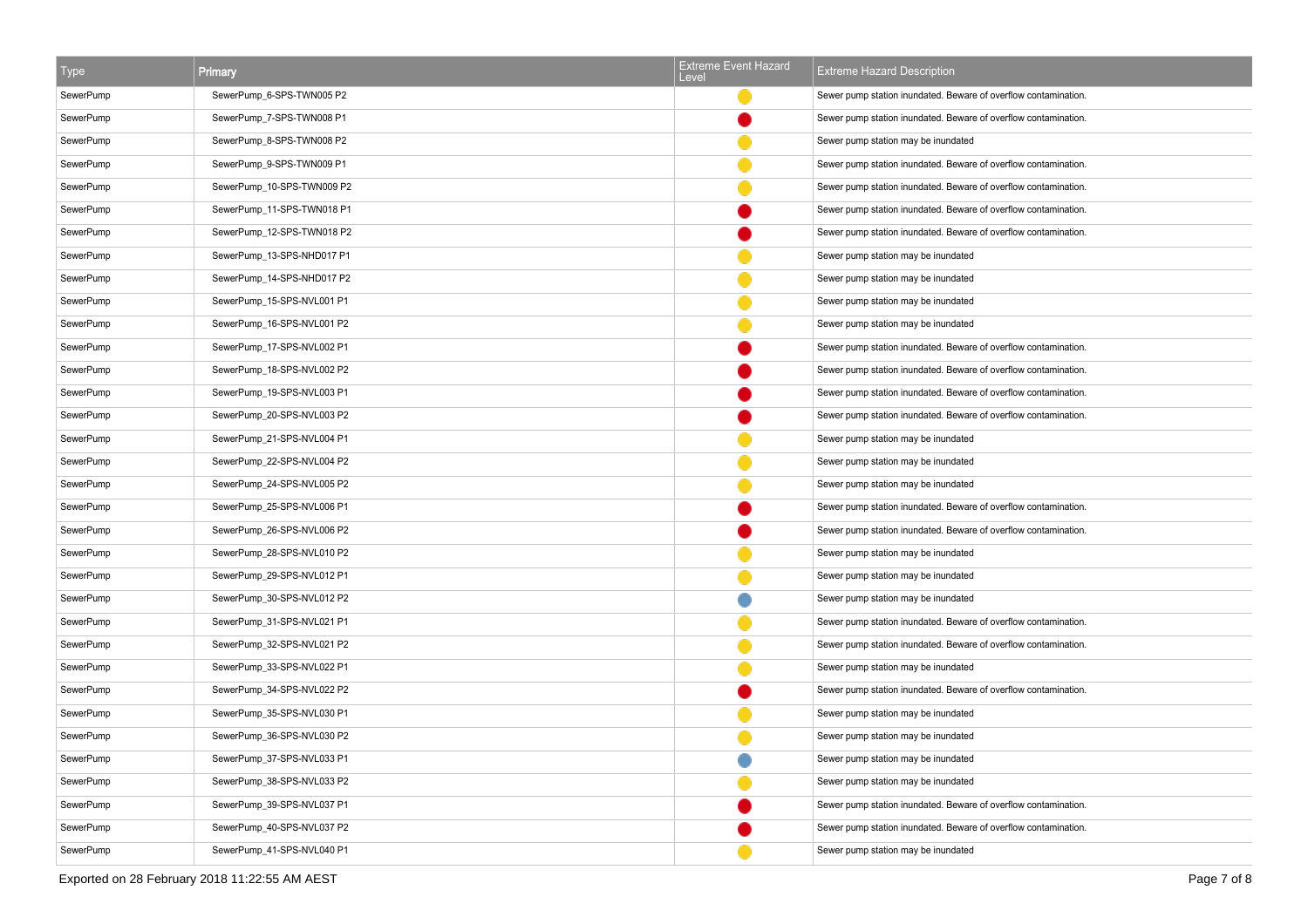| Type | Primary | Extreme Event Hazard Level | Extreme Hazard Description |
| --- | --- | --- | --- |
| SewerPump | SewerPump_6-SPS-TWN005 P2 | 🟡 | Sewer pump station inundated. Beware of overflow contamination. |
| SewerPump | SewerPump_7-SPS-TWN008 P1 | 🔴 | Sewer pump station inundated. Beware of overflow contamination. |
| SewerPump | SewerPump_8-SPS-TWN008 P2 | 🟡 | Sewer pump station may be inundated |
| SewerPump | SewerPump_9-SPS-TWN009 P1 | 🟡 | Sewer pump station inundated. Beware of overflow contamination. |
| SewerPump | SewerPump_10-SPS-TWN009 P2 | 🟡 | Sewer pump station inundated. Beware of overflow contamination. |
| SewerPump | SewerPump_11-SPS-TWN018 P1 | 🔴 | Sewer pump station inundated. Beware of overflow contamination. |
| SewerPump | SewerPump_12-SPS-TWN018 P2 | 🔴 | Sewer pump station inundated. Beware of overflow contamination. |
| SewerPump | SewerPump_13-SPS-NHD017 P1 | 🟡 | Sewer pump station may be inundated |
| SewerPump | SewerPump_14-SPS-NHD017 P2 | 🟡 | Sewer pump station may be inundated |
| SewerPump | SewerPump_15-SPS-NVL001 P1 | 🟡 | Sewer pump station may be inundated |
| SewerPump | SewerPump_16-SPS-NVL001 P2 | 🟡 | Sewer pump station may be inundated |
| SewerPump | SewerPump_17-SPS-NVL002 P1 | 🔴 | Sewer pump station inundated. Beware of overflow contamination. |
| SewerPump | SewerPump_18-SPS-NVL002 P2 | 🔴 | Sewer pump station inundated. Beware of overflow contamination. |
| SewerPump | SewerPump_19-SPS-NVL003 P1 | 🔴 | Sewer pump station inundated. Beware of overflow contamination. |
| SewerPump | SewerPump_20-SPS-NVL003 P2 | 🔴 | Sewer pump station inundated. Beware of overflow contamination. |
| SewerPump | SewerPump_21-SPS-NVL004 P1 | 🟡 | Sewer pump station may be inundated |
| SewerPump | SewerPump_22-SPS-NVL004 P2 | 🟡 | Sewer pump station may be inundated |
| SewerPump | SewerPump_24-SPS-NVL005 P2 | 🟡 | Sewer pump station may be inundated |
| SewerPump | SewerPump_25-SPS-NVL006 P1 | 🔴 | Sewer pump station inundated. Beware of overflow contamination. |
| SewerPump | SewerPump_26-SPS-NVL006 P2 | 🔴 | Sewer pump station inundated. Beware of overflow contamination. |
| SewerPump | SewerPump_28-SPS-NVL010 P2 | 🟡 | Sewer pump station may be inundated |
| SewerPump | SewerPump_29-SPS-NVL012 P1 | 🟡 | Sewer pump station may be inundated |
| SewerPump | SewerPump_30-SPS-NVL012 P2 | 🔵 | Sewer pump station may be inundated |
| SewerPump | SewerPump_31-SPS-NVL021 P1 | 🟡 | Sewer pump station inundated. Beware of overflow contamination. |
| SewerPump | SewerPump_32-SPS-NVL021 P2 | 🟡 | Sewer pump station inundated. Beware of overflow contamination. |
| SewerPump | SewerPump_33-SPS-NVL022 P1 | 🟡 | Sewer pump station may be inundated |
| SewerPump | SewerPump_34-SPS-NVL022 P2 | 🔴 | Sewer pump station inundated. Beware of overflow contamination. |
| SewerPump | SewerPump_35-SPS-NVL030 P1 | 🟡 | Sewer pump station may be inundated |
| SewerPump | SewerPump_36-SPS-NVL030 P2 | 🟡 | Sewer pump station may be inundated |
| SewerPump | SewerPump_37-SPS-NVL033 P1 | 🔵 | Sewer pump station may be inundated |
| SewerPump | SewerPump_38-SPS-NVL033 P2 | 🟡 | Sewer pump station may be inundated |
| SewerPump | SewerPump_39-SPS-NVL037 P1 | 🔴 | Sewer pump station inundated. Beware of overflow contamination. |
| SewerPump | SewerPump_40-SPS-NVL037 P2 | 🔴 | Sewer pump station inundated. Beware of overflow contamination. |
| SewerPump | SewerPump_41-SPS-NVL040 P1 | 🟡 | Sewer pump station may be inundated |

Exported on 28 February 2018 11:22:55 AM AEST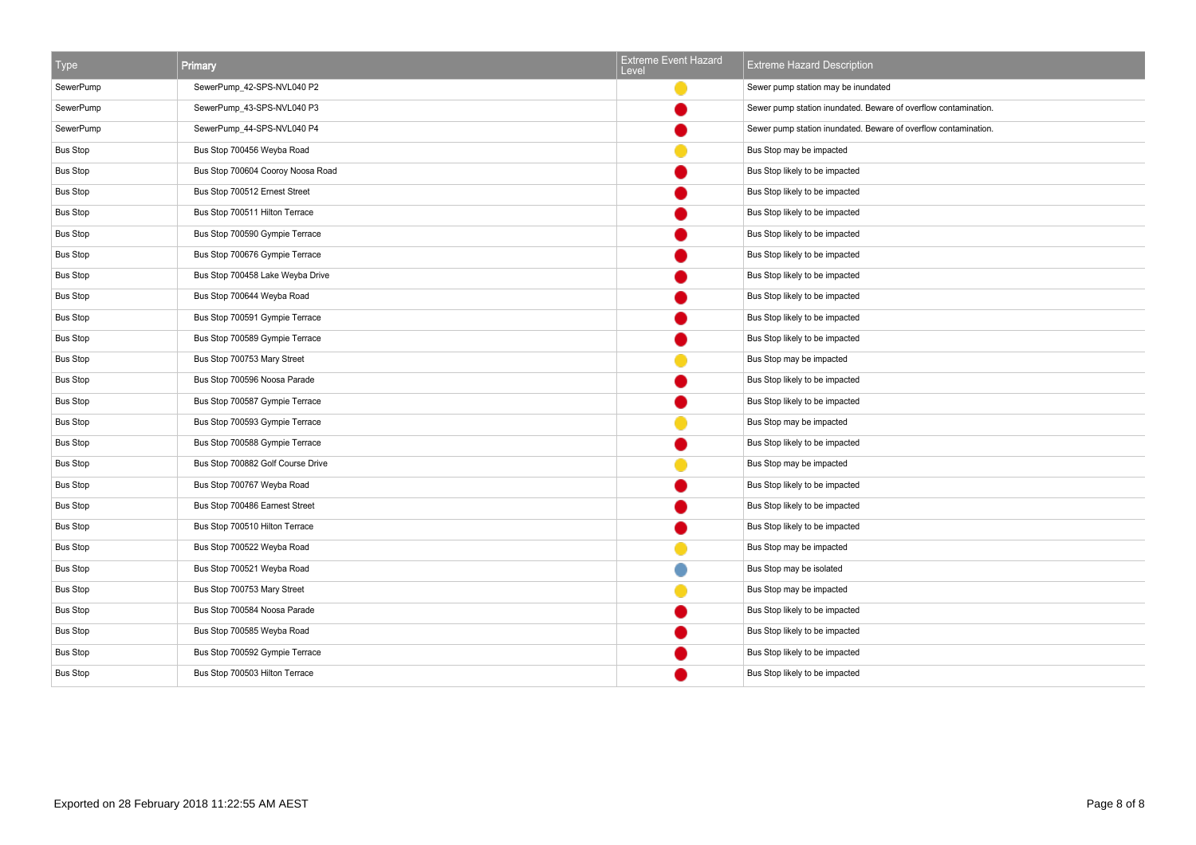| Type | Primary | Extreme Event Hazard Level | Extreme Hazard Description |
|---|---|---|---|
| SewerPump | SewerPump_42-SPS-NVL040 P2 | | Sewer pump station may be inundated |
| SewerPump | SewerPump_43-SPS-NVL040 P3 | | Sewer pump station inundated. Beware of overflow contamination. |
| SewerPump | SewerPump_44-SPS-NVL040 P4 | | Sewer pump station inundated. Beware of overflow contamination. |
| Bus Stop | Bus Stop 700456 Weyba Road | | Bus Stop may be impacted |
| Bus Stop | Bus Stop 700604 Cooroy Noosa Road | | Bus Stop likely to be impacted |
| Bus Stop | Bus Stop 700512 Ernest Street | | Bus Stop likely to be impacted |
| Bus Stop | Bus Stop 700511 Hilton Terrace | | Bus Stop likely to be impacted |
| Bus Stop | Bus Stop 700590 Gympie Terrace | | Bus Stop likely to be impacted |
| Bus Stop | Bus Stop 700676 Gympie Terrace | | Bus Stop likely to be impacted |
| Bus Stop | Bus Stop 700458 Lake Weyba Drive | | Bus Stop likely to be impacted |
| Bus Stop | Bus Stop 700644 Weyba Road | | Bus Stop likely to be impacted |
| Bus Stop | Bus Stop 700591 Gympie Terrace | | Bus Stop likely to be impacted |
| Bus Stop | Bus Stop 700589 Gympie Terrace | | Bus Stop likely to be impacted |
| Bus Stop | Bus Stop 700753 Mary Street | | Bus Stop may be impacted |
| Bus Stop | Bus Stop 700596 Noosa Parade | | Bus Stop likely to be impacted |
| Bus Stop | Bus Stop 700587 Gympie Terrace | | Bus Stop likely to be impacted |
| Bus Stop | Bus Stop 700593 Gympie Terrace | | Bus Stop may be impacted |
| Bus Stop | Bus Stop 700588 Gympie Terrace | | Bus Stop likely to be impacted |
| Bus Stop | Bus Stop 700882 Golf Course Drive | | Bus Stop may be impacted |
| Bus Stop | Bus Stop 700767 Weyba Road | | Bus Stop likely to be impacted |
| Bus Stop | Bus Stop 700486 Earnest Street | | Bus Stop likely to be impacted |
| Bus Stop | Bus Stop 700510 Hilton Terrace | | Bus Stop likely to be impacted |
| Bus Stop | Bus Stop 700522 Weyba Road | | Bus Stop may be impacted |
| Bus Stop | Bus Stop 700521 Weyba Road | | Bus Stop may be isolated |
| Bus Stop | Bus Stop 700753 Mary Street | | Bus Stop may be impacted |
| Bus Stop | Bus Stop 700584 Noosa Parade | | Bus Stop likely to be impacted |
| Bus Stop | Bus Stop 700585 Weyba Road | | Bus Stop likely to be impacted |
| Bus Stop | Bus Stop 700592 Gympie Terrace | | Bus Stop likely to be impacted |
| Bus Stop | Bus Stop 700503 Hilton Terrace | | Bus Stop likely to be impacted |